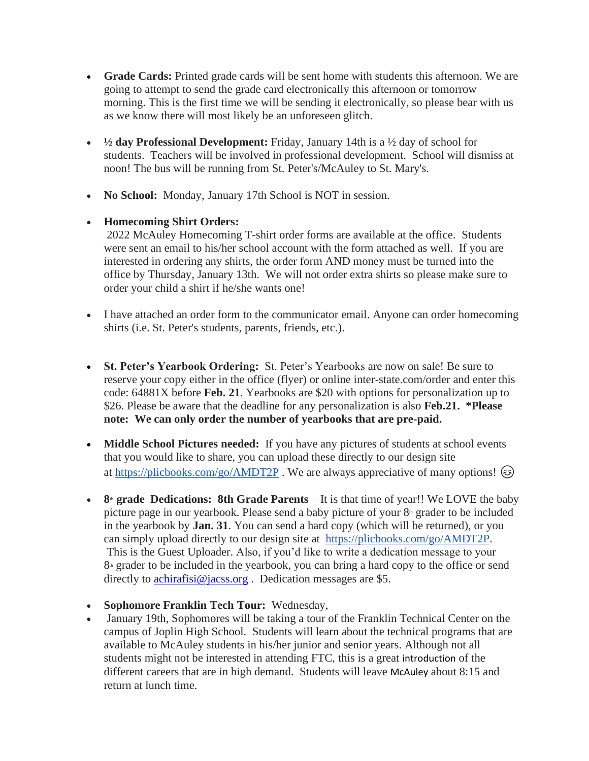- **Grade Cards:** Printed grade cards will be sent home with students this afternoon. We are going to attempt to send the grade card electronically this afternoon or tomorrow morning. This is the first time we will be sending it electronically, so please bear with us as we know there will most likely be an unforeseen glitch.

- **½ day Professional Development:** Friday, January 14th is a ½ day of school for students. Teachers will be involved in professional development. School will dismiss at noon! The bus will be running from St. Peter's/McAuley to St. Mary's.

- **No School:** Monday, January 17th School is NOT in session.

- **Homecoming Shirt Orders:**
  2022 McAuley Homecoming T-shirt order forms are available at the office. Students were sent an email to his/her school account with the form attached as well. If you are interested in ordering any shirts, the order form AND money must be turned into the office by Thursday, January 13th. We will not order extra shirts so please make sure to order your child a shirt if he/she wants one!

- I have attached an order form to the communicator email. Anyone can order homecoming shirts (i.e. St. Peter's students, parents, friends, etc.).

- **St. Peter's Yearbook Ordering:** St. Peter's Yearbooks are now on sale! Be sure to reserve your copy either in the office (flyer) or online inter-state.com/order and enter this code: 64881X before **Feb. 21**. Yearbooks are $20 with options for personalization up to $26. Please be aware that the deadline for any personalization is also **Feb.21. *Please note: We can only order the number of yearbooks that are pre-paid.**

- **Middle School Pictures needed:** If you have any pictures of students at school events that you would like to share, you can upload these directly to our design site at [https://plicbooks.com/go/AMDT2P](https://plicbooks.com/go/AMDT2P) . We are always appreciative of many options! 😊

- **8th grade Dedications: 8th Grade Parents**—It is that time of year!! We LOVE the baby picture page in our yearbook. Please send a baby picture of your 8th grader to be included in the yearbook by **Jan. 31**. You can send a hard copy (which will be returned), or you can simply upload directly to our design site at [https://plicbooks.com/go/AMDT2P](https://plicbooks.com/go/AMDT2P). This is the Guest Uploader. Also, if you'd like to write a dedication message to your 8th grader to be included in the yearbook, you can bring a hard copy to the office or send directly to [achirafisi@jacss.org](mailto:achirafisi@jacss.org) . Dedication messages are $5.

- **Sophomore Franklin Tech Tour:** Wednesday,
- January 19th, Sophomores will be taking a tour of the Franklin Technical Center on the campus of Joplin High School. Students will learn about the technical programs that are available to McAuley students in his/her junior and senior years. Although not all students might not be interested in attending FTC, this is a great introduction of the different careers that are in high demand. Students will leave McAuley about 8:15 and return at lunch time.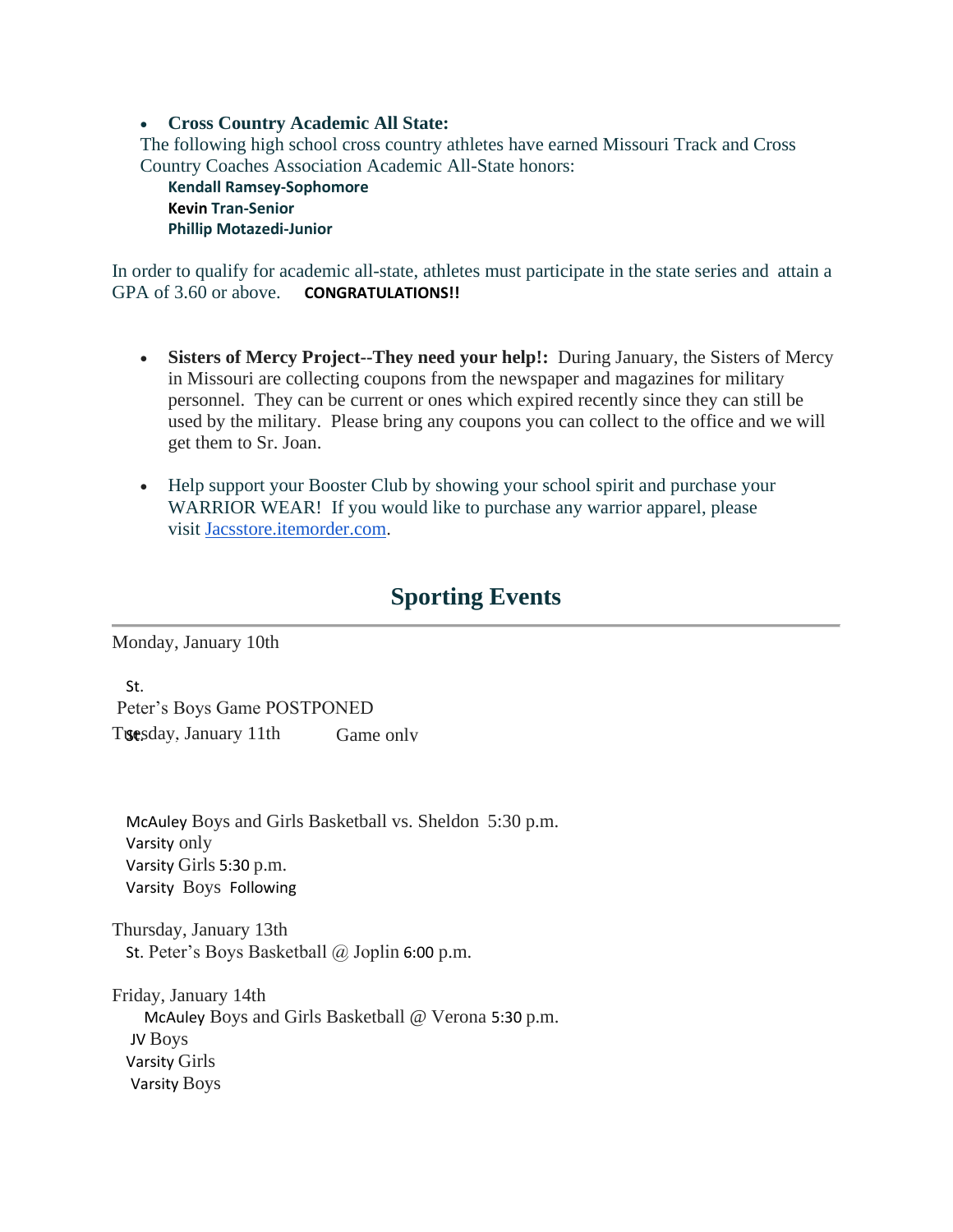- **Cross Country Academic All State:**

The following high school cross country athletes have earned Missouri Track and Cross Country Coaches Association Academic All-State honors:

**Kendall Ramsey-Sophomore**
**Kevin Tran-Senior**
**Phillip Motazedi-Junior**

In order to qualify for academic all-state, athletes must participate in the state series and attain a GPA of 3.60 or above. **CONGRATULATIONS!!**

- **Sisters of Mercy Project--They need your help!:** During January, the Sisters of Mercy in Missouri are collecting coupons from the newspaper and magazines for military personnel. They can be current or ones which expired recently since they can still be used by the military. Please bring any coupons you can collect to the office and we will get them to Sr. Joan.

- Help support your Booster Club by showing your school spirit and purchase your WARRIOR WEAR! If you would like to purchase any warrior apparel, please visit Jacsstore.itemorder.com.

## Sporting Events

Monday, January 10th

St. Peter's Boys Game POSTPONED

Tuesday, January 11th

St. McAuley Boys and Girls Basketball vs. Sheldon 5:30 p.m.
Varsity only
Varsity Girls 5:30 p.m.
Varsity Boys Following

Game only

Thursday, January 13th

St. Peter's Boys Basketball @ Joplin 6:00 p.m.

Friday, January 14th

McAuley Boys and Girls Basketball @ Verona 5:30 p.m.
JV Boys
Varsity Girls
Varsity Boys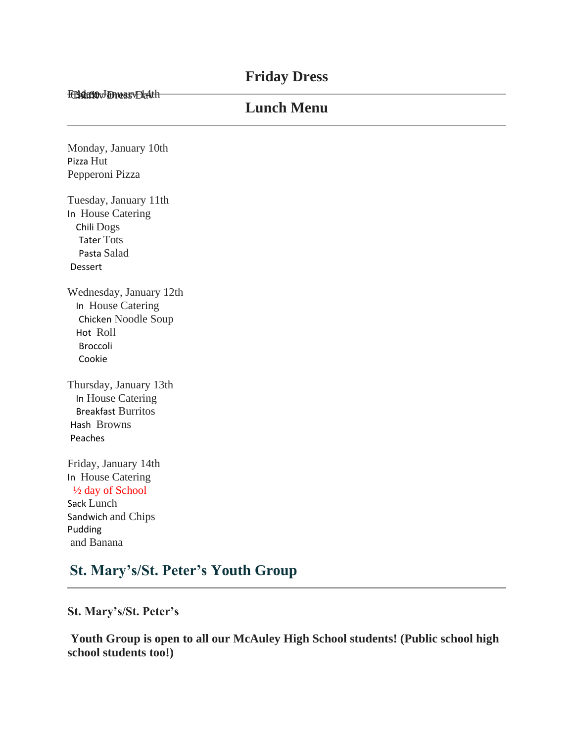## Friday Dress

Friday, January 14th $3.00 Dress Day

## Lunch Menu

Monday, January 10th
Pizza Hut
Pepperoni Pizza

Tuesday, January 11th
In House Catering
Chili Dogs
Tater Tots
Pasta Salad
Dessert

Wednesday, January 12th
In House Catering
Chicken Noodle Soup
Hot Roll
Broccoli
Cookie

Thursday, January 13th
In House Catering
Breakfast Burritos
Hash Browns
Peaches

Friday, January 14th
In House Catering
½ day of School
Sack Lunch
Sandwich and Chips
Pudding
and Banana

## St. Mary's/St. Peter's Youth Group

**St. Mary's/St. Peter's**

**Youth Group is open to all our McAuley High School students! (Public school high school students too!)**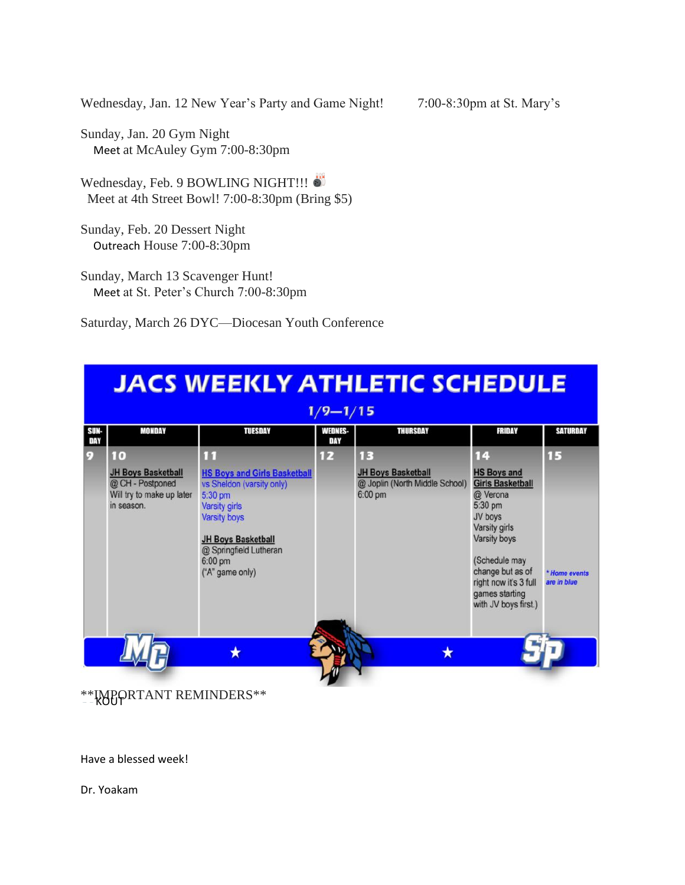Wednesday, Jan. 12 New Year's Party and Game Night! 7:00-8:30pm at St. Mary's

Sunday, Jan. 20 Gym Night
Meet at McAuley Gym 7:00-8:30pm

Wednesday, Feb. 9 BOWLING NIGHT!!! 🎳
Meet at 4th Street Bowl! 7:00-8:30pm (Bring $5)

Sunday, Feb. 20 Dessert Night
Outreach House 7:00-8:30pm

Sunday, March 13 Scavenger Hunt!
Meet at St. Peter's Church 7:00-8:30pm

Saturday, March 26 DYC—Diocesan Youth Conference

# JACS WEEKLY ATHLETIC SCHEDULE

## 1/9—1/15

| SUNDAY | MONDAY | TUESDAY | WEDNESDAY | THURSDAY | FRIDAY | SATURDAY |
|---|---|---|---|---|---|---|
| 9 | 10 | 11 | 12 | 13 | 14 | 15 |
| | JH Boys Basketball<br>@ CH - Postponed<br>Will try to make up later in season. | HS Boys and Girls Basketball<br>vs Sheldon (varsity only)<br>5:30 pm<br>Varsity girls<br>Varsity boys<br><br>JH Boys Basketball<br>@ Springfield Lutheran<br>6:00 pm<br>("A" game only) | | JH Boys Basketball<br>@ Joplin (North Middle School)<br>6:00 pm | HS Boys and Girls Basketball<br>@ Verona<br>5:30 pm<br>JV boys<br>Varsity girls<br>Varsity boys<br><br>(Schedule may change but as of right now it's 3 full games starting with JV boys first.) | *Home events are in blue* |

**IMPORTANT REMINDERS**

Have a blessed week!

Dr. Yoakam